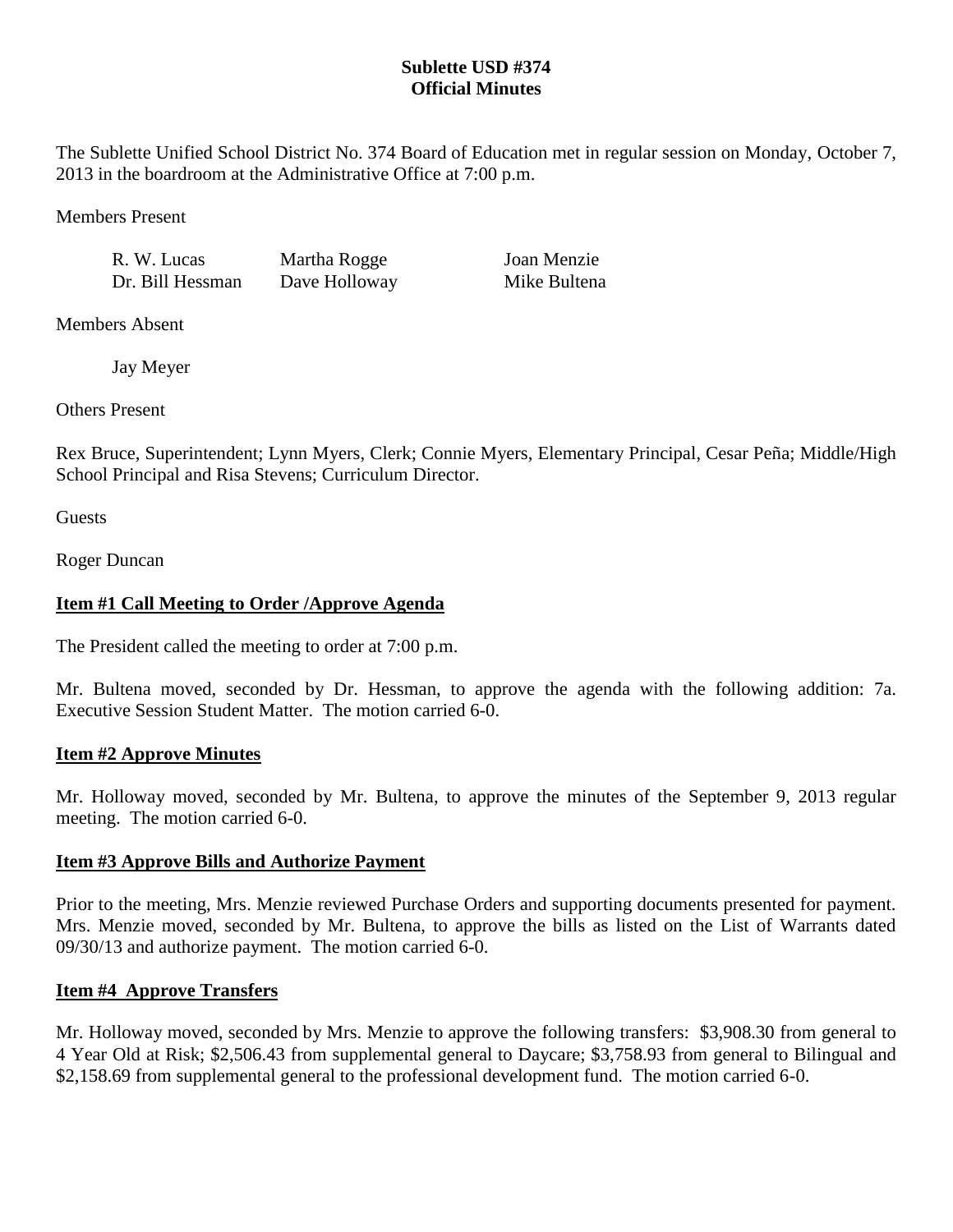**Sublette USD #374**
**Official Minutes**

The Sublette Unified School District No. 374 Board of Education met in regular session on Monday, October 7, 2013 in the boardroom at the Administrative Office at 7:00 p.m.

Members Present

| | | |
|---|---|---|
| R. W. Lucas | Martha Rogge | Joan Menzie |
| Dr. Bill Hessman | Dave Holloway | Mike Bultena |

Members Absent

Jay Meyer

Others Present

Rex Bruce, Superintendent; Lynn Myers, Clerk; Connie Myers, Elementary Principal, Cesar Peña; Middle/High School Principal and Risa Stevens; Curriculum Director.

Guests

Roger Duncan

**Item #1 Call Meeting to Order /Approve Agenda**

The President called the meeting to order at 7:00 p.m.

Mr. Bultena moved, seconded by Dr. Hessman, to approve the agenda with the following addition: 7a. Executive Session Student Matter. The motion carried 6-0.

**Item #2 Approve Minutes**

Mr. Holloway moved, seconded by Mr. Bultena, to approve the minutes of the September 9, 2013 regular meeting. The motion carried 6-0.

**Item #3 Approve Bills and Authorize Payment**

Prior to the meeting, Mrs. Menzie reviewed Purchase Orders and supporting documents presented for payment. Mrs. Menzie moved, seconded by Mr. Bultena, to approve the bills as listed on the List of Warrants dated 09/30/13 and authorize payment. The motion carried 6-0.

**Item #4 Approve Transfers**

Mr. Holloway moved, seconded by Mrs. Menzie to approve the following transfers: $3,908.30 from general to 4 Year Old at Risk; $2,506.43 from supplemental general to Daycare; $3,758.93 from general to Bilingual and $2,158.69 from supplemental general to the professional development fund. The motion carried 6-0.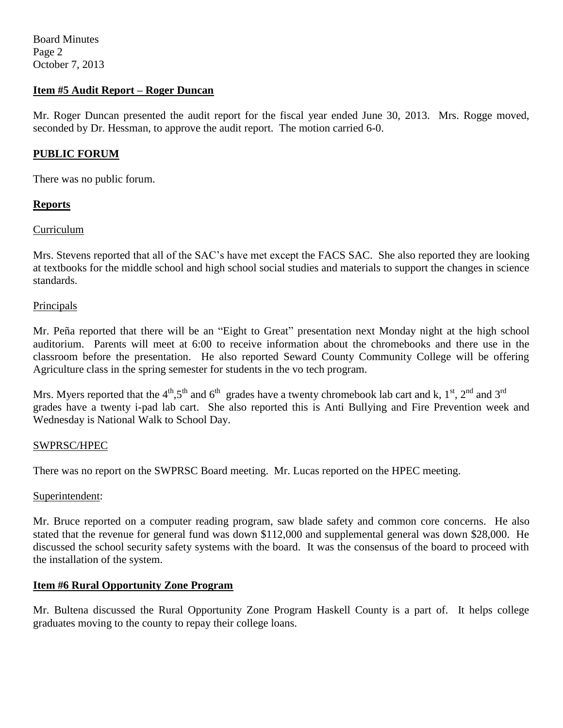**Item #5 Audit Report – Roger Duncan**

Mr. Roger Duncan presented the audit report for the fiscal year ended June 30, 2013. Mrs. Rogge moved, seconded by Dr. Hessman, to approve the audit report. The motion carried 6-0.

**PUBLIC FORUM**

There was no public forum.

**Reports**

Curriculum

Mrs. Stevens reported that all of the SAC's have met except the FACS SAC. She also reported they are looking at textbooks for the middle school and high school social studies and materials to support the changes in science standards.

Principals

Mr. Peña reported that there will be an "Eight to Great" presentation next Monday night at the high school auditorium. Parents will meet at 6:00 to receive information about the chromebooks and there use in the classroom before the presentation. He also reported Seward County Community College will be offering Agriculture class in the spring semester for students in the vo tech program.

Mrs. Myers reported that the 4th, 5th and 6th grades have a twenty chromebook lab cart and k, 1st, 2nd and 3rd grades have a twenty i-pad lab cart. She also reported this is Anti Bullying and Fire Prevention week and Wednesday is National Walk to School Day.

SWPRSC/HPEC

There was no report on the SWPRSC Board meeting. Mr. Lucas reported on the HPEC meeting.

Superintendent:

Mr. Bruce reported on a computer reading program, saw blade safety and common core concerns. He also stated that the revenue for general fund was down \$112,000 and supplemental general was down \$28,000. He discussed the school security safety systems with the board. It was the consensus of the board to proceed with the installation of the system.

**Item #6 Rural Opportunity Zone Program**

Mr. Bultena discussed the Rural Opportunity Zone Program Haskell County is a part of. It helps college graduates moving to the county to repay their college loans.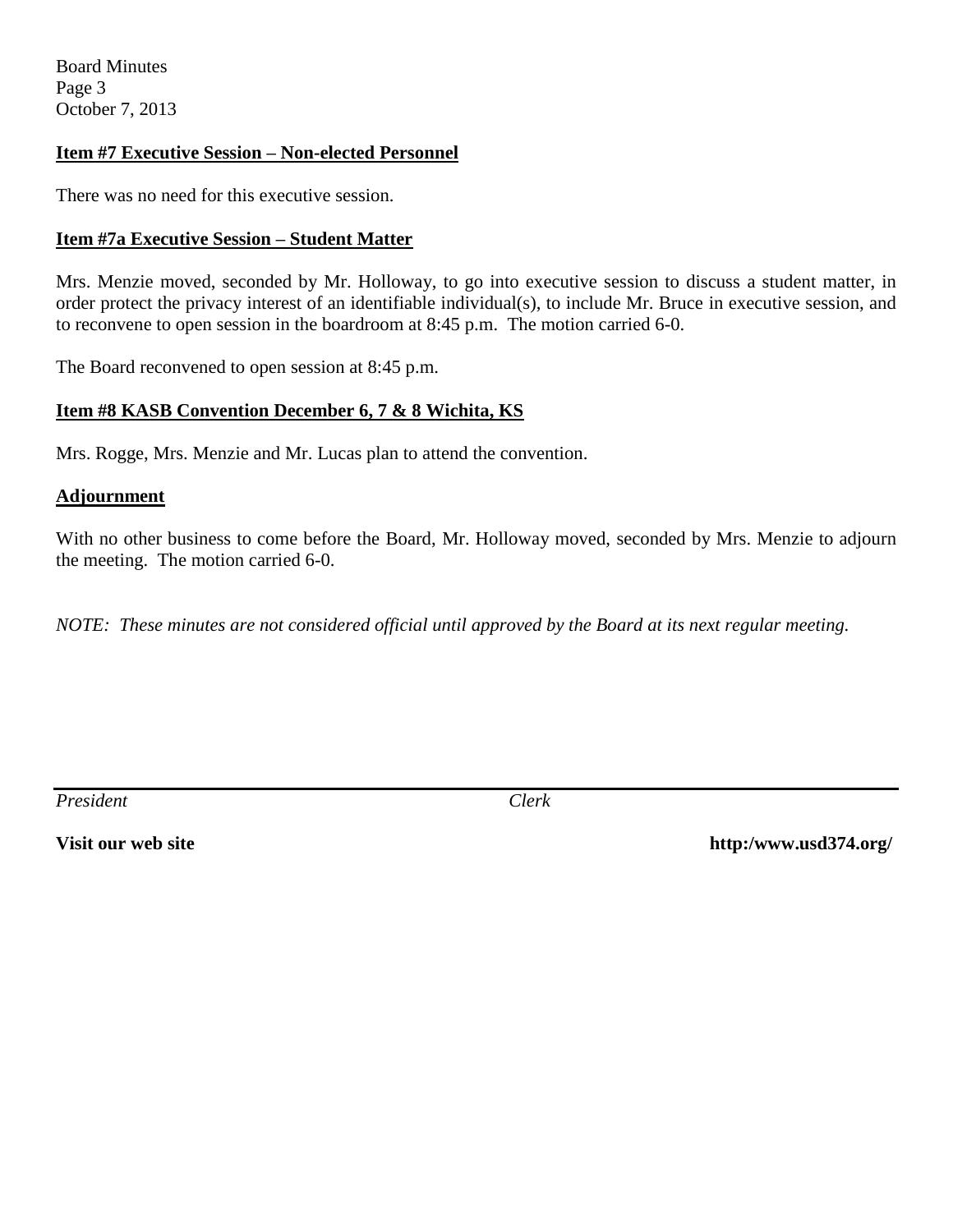**Item #7 Executive Session – Non-elected Personnel**

There was no need for this executive session.

**Item #7a Executive Session – Student Matter**

Mrs. Menzie moved, seconded by Mr. Holloway, to go into executive session to discuss a student matter, in order protect the privacy interest of an identifiable individual(s), to include Mr. Bruce in executive session, and to reconvene to open session in the boardroom at 8:45 p.m. The motion carried 6-0.

The Board reconvened to open session at 8:45 p.m.

**Item #8 KASB Convention December 6, 7 & 8 Wichita, KS**

Mrs. Rogge, Mrs. Menzie and Mr. Lucas plan to attend the convention.

**Adjournment**

With no other business to come before the Board, Mr. Holloway moved, seconded by Mrs. Menzie to adjourn the meeting. The motion carried 6-0.

*NOTE: These minutes are not considered official until approved by the Board at its next regular meeting.*

*President* *Clerk*

**Visit our web site** **http:/www.usd374.org/**